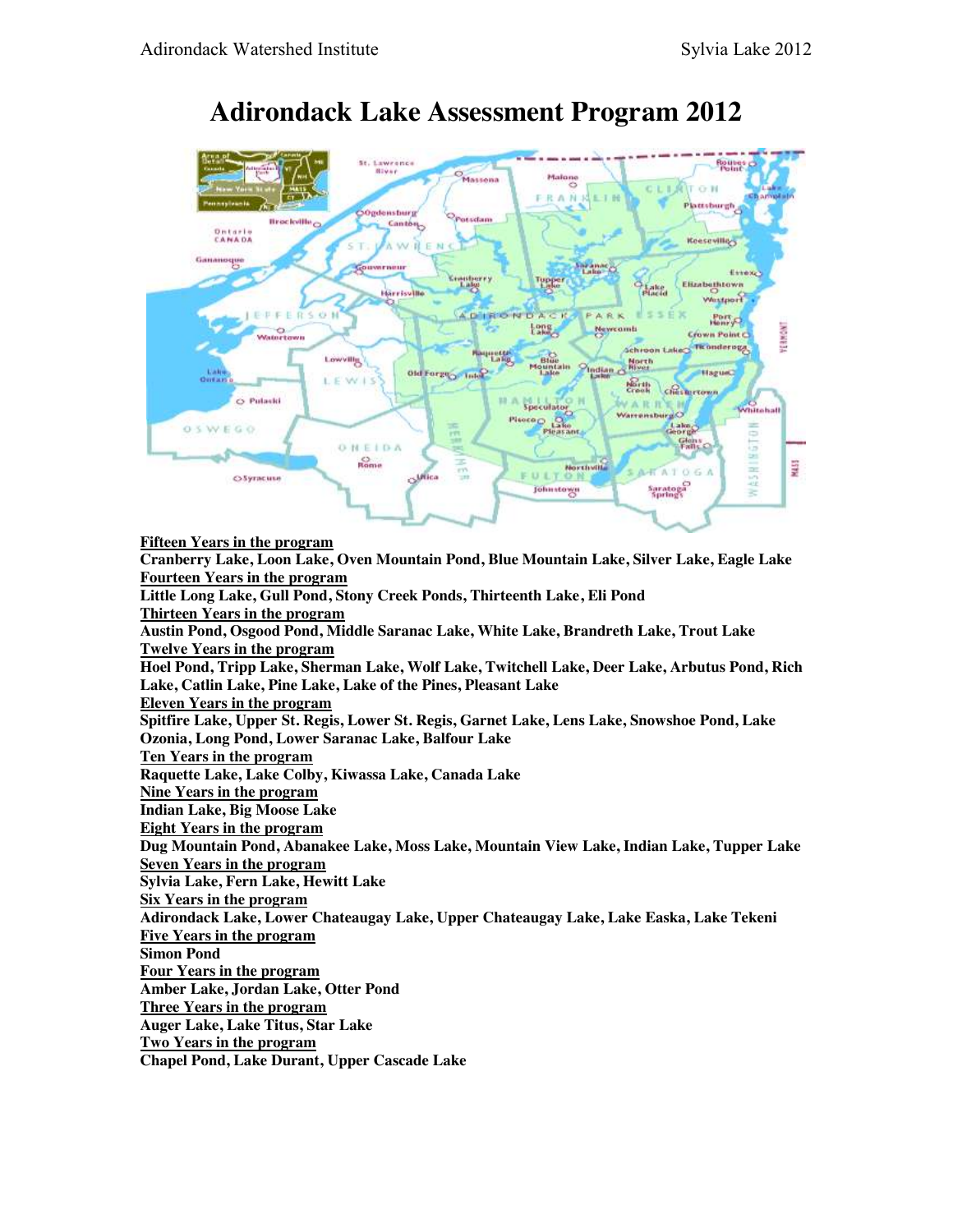# Adirondack Lake Assessment Program 2012

<u>Fifteen Years in the program</u>
**Cranberry Lake, Loon Lake, Oven Mountain Pond, Blue Mountain Lake, Silver Lake, Eagle Lake**

<u>Fourteen Years in the program</u>
**Little Long Lake, Gull Pond, Stony Creek Ponds, Thirteenth Lake, Eli Pond**

<u>Thirteen Years in the program</u>
**Austin Pond, Osgood Pond, Middle Saranac Lake, White Lake, Brandreth Lake, Trout Lake**

<u>Twelve Years in the program</u>
**Hoel Pond, Tripp Lake, Sherman Lake, Wolf Lake, Twitchell Lake, Deer Lake, Arbutus Pond, Rich Lake, Catlin Lake, Pine Lake, Lake of the Pines, Pleasant Lake**

<u>Eleven Years in the program</u>
**Spitfire Lake, Upper St. Regis, Lower St. Regis, Garnet Lake, Lens Lake, Snowshoe Pond, Lake Ozonia, Long Pond, Lower Saranac Lake, Balfour Lake**

<u>Ten Years in the program</u>
**Raquette Lake, Lake Colby, Kiwassa Lake, Canada Lake**

<u>Nine Years in the program</u>
**Indian Lake, Big Moose Lake**

<u>Eight Years in the program</u>
**Dug Mountain Pond, Abanakee Lake, Moss Lake, Mountain View Lake, Indian Lake, Tupper Lake**

<u>Seven Years in the program</u>
**Sylvia Lake, Fern Lake, Hewitt Lake**

<u>Six Years in the program</u>
**Adirondack Lake, Lower Chateaugay Lake, Upper Chateaugay Lake, Lake Easka, Lake Tekeni**

<u>Five Years in the program</u>
**Simon Pond**

<u>Four Years in the program</u>
**Amber Lake, Jordan Lake, Otter Pond**

<u>Three Years in the program</u>
**Auger Lake, Lake Titus, Star Lake**

<u>Two Years in the program</u>
**Chapel Pond, Lake Durant, Upper Cascade Lake**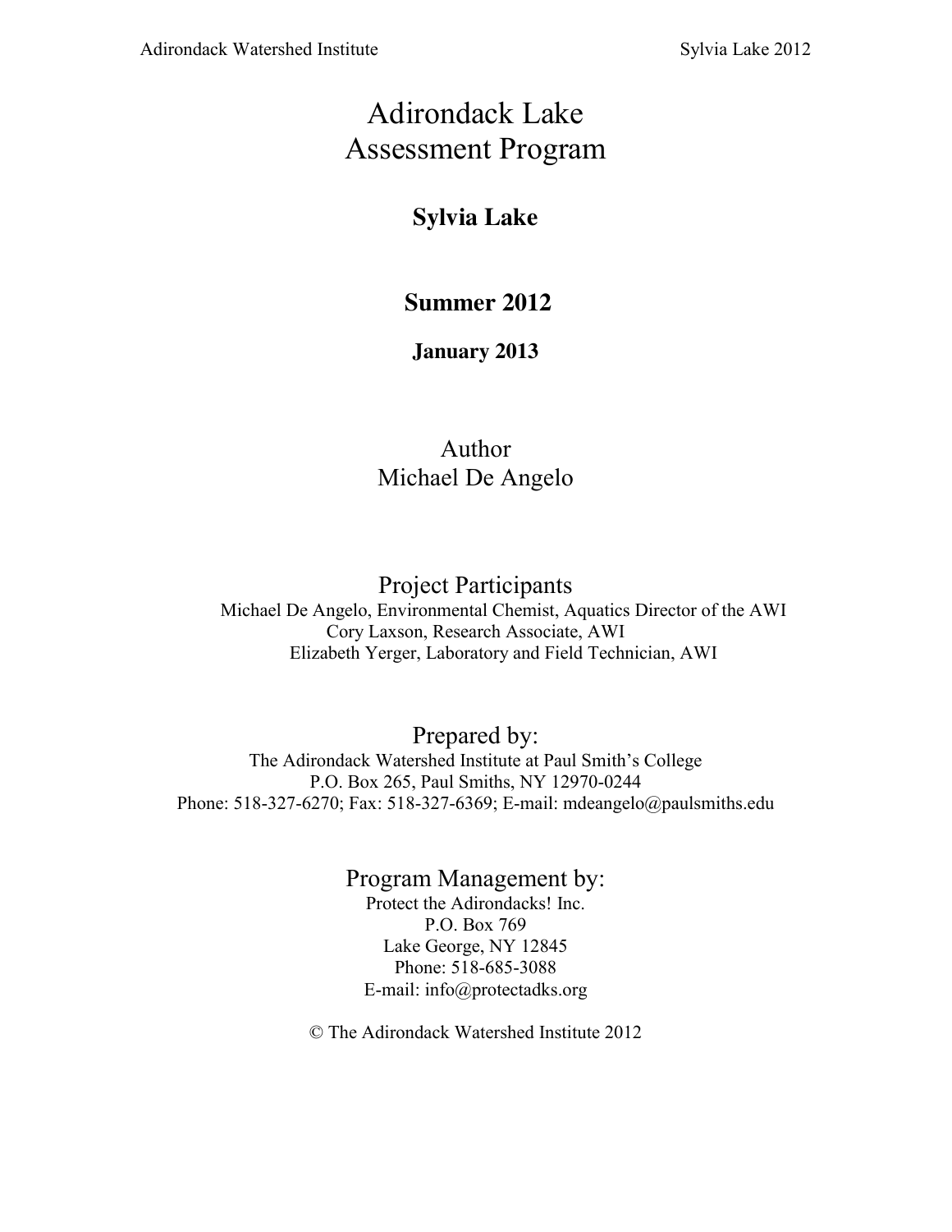# Adirondack Lake Assessment Program

## Sylvia Lake

## Summer 2012

### January 2013

Author
Michael De Angelo

Project Participants

Michael De Angelo, Environmental Chemist, Aquatics Director of the AWI
Cory Laxson, Research Associate, AWI
Elizabeth Yerger, Laboratory and Field Technician, AWI

Prepared by:

The Adirondack Watershed Institute at Paul Smith's College
P.O. Box 265, Paul Smiths, NY 12970-0244
Phone: 518-327-6270; Fax: 518-327-6369; E-mail: mdeangelo@paulsmiths.edu

Program Management by:

Protect the Adirondacks! Inc.
P.O. Box 769
Lake George, NY 12845
Phone: 518-685-3088
E-mail: info@protectadks.org

© The Adirondack Watershed Institute 2012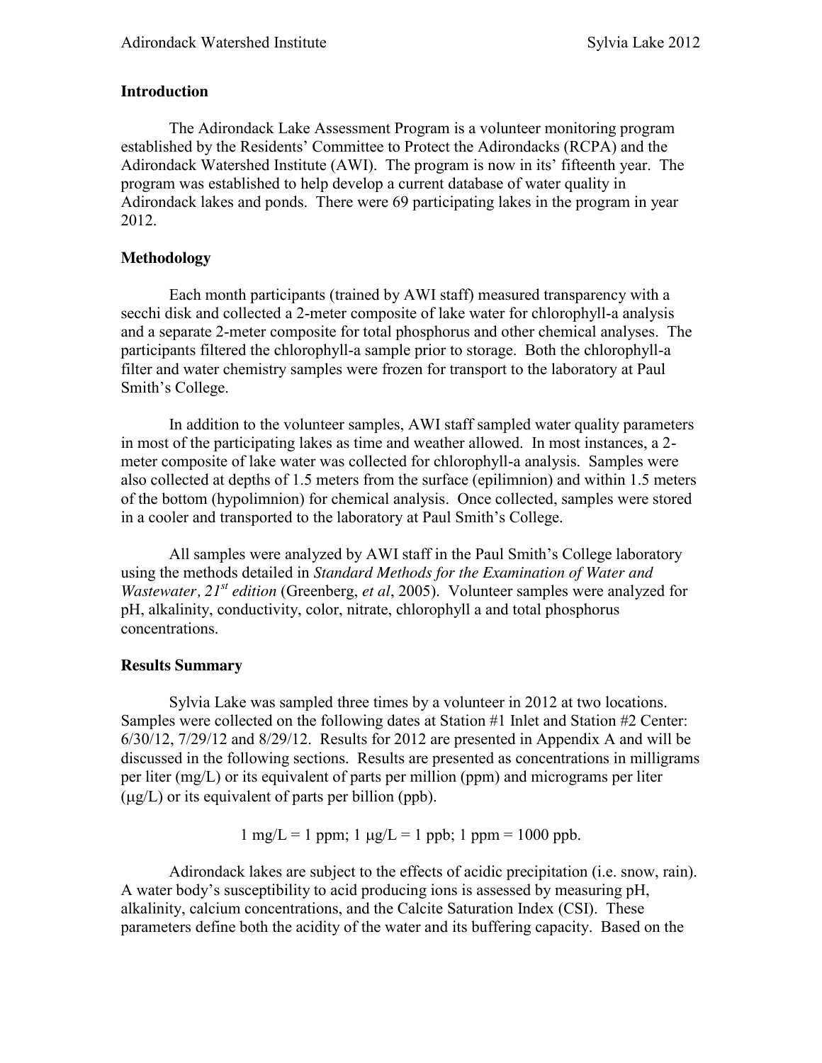## Introduction

The Adirondack Lake Assessment Program is a volunteer monitoring program established by the Residents' Committee to Protect the Adirondacks (RCPA) and the Adirondack Watershed Institute (AWI). The program is now in its' fifteenth year. The program was established to help develop a current database of water quality in Adirondack lakes and ponds. There were 69 participating lakes in the program in year 2012.

## Methodology

Each month participants (trained by AWI staff) measured transparency with a secchi disk and collected a 2-meter composite of lake water for chlorophyll-a analysis and a separate 2-meter composite for total phosphorus and other chemical analyses. The participants filtered the chlorophyll-a sample prior to storage. Both the chlorophyll-a filter and water chemistry samples were frozen for transport to the laboratory at Paul Smith's College.

In addition to the volunteer samples, AWI staff sampled water quality parameters in most of the participating lakes as time and weather allowed. In most instances, a 2-meter composite of lake water was collected for chlorophyll-a analysis. Samples were also collected at depths of 1.5 meters from the surface (epilimnion) and within 1.5 meters of the bottom (hypolimnion) for chemical analysis. Once collected, samples were stored in a cooler and transported to the laboratory at Paul Smith's College.

All samples were analyzed by AWI staff in the Paul Smith's College laboratory using the methods detailed in *Standard Methods for the Examination of Water and Wastewater, 21st edition* (Greenberg, *et al*, 2005). Volunteer samples were analyzed for pH, alkalinity, conductivity, color, nitrate, chlorophyll a and total phosphorus concentrations.

## Results Summary

Sylvia Lake was sampled three times by a volunteer in 2012 at two locations. Samples were collected on the following dates at Station #1 Inlet and Station #2 Center: 6/30/12, 7/29/12 and 8/29/12. Results for 2012 are presented in Appendix A and will be discussed in the following sections. Results are presented as concentrations in milligrams per liter (mg/L) or its equivalent of parts per million (ppm) and micrograms per liter (μg/L) or its equivalent of parts per billion (ppb).

$$1 \text{ mg/L} = 1 \text{ ppm}; 1 \text{ μg/L} = 1 \text{ ppb}; 1 \text{ ppm} = 1000 \text{ ppb}.$$

Adirondack lakes are subject to the effects of acidic precipitation (i.e. snow, rain). A water body's susceptibility to acid producing ions is assessed by measuring pH, alkalinity, calcium concentrations, and the Calcite Saturation Index (CSI). These parameters define both the acidity of the water and its buffering capacity. Based on the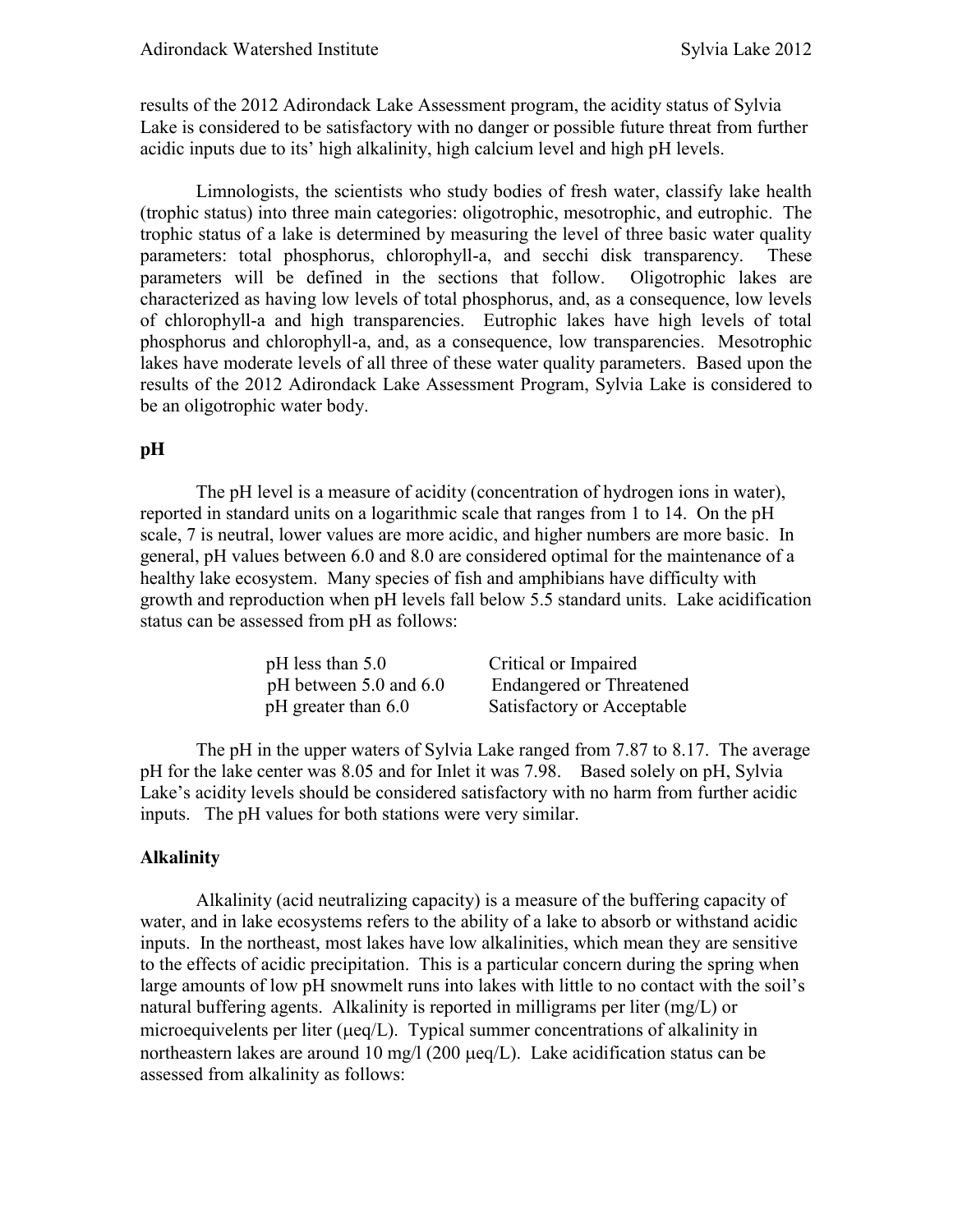results of the 2012 Adirondack Lake Assessment program, the acidity status of Sylvia Lake is considered to be satisfactory with no danger or possible future threat from further acidic inputs due to its' high alkalinity, high calcium level and high pH levels.

Limnologists, the scientists who study bodies of fresh water, classify lake health (trophic status) into three main categories: oligotrophic, mesotrophic, and eutrophic. The trophic status of a lake is determined by measuring the level of three basic water quality parameters: total phosphorus, chlorophyll-a, and secchi disk transparency. These parameters will be defined in the sections that follow. Oligotrophic lakes are characterized as having low levels of total phosphorus, and, as a consequence, low levels of chlorophyll-a and high transparencies. Eutrophic lakes have high levels of total phosphorus and chlorophyll-a, and, as a consequence, low transparencies. Mesotrophic lakes have moderate levels of all three of these water quality parameters. Based upon the results of the 2012 Adirondack Lake Assessment Program, Sylvia Lake is considered to be an oligotrophic water body.

**pH**

The pH level is a measure of acidity (concentration of hydrogen ions in water), reported in standard units on a logarithmic scale that ranges from 1 to 14. On the pH scale, 7 is neutral, lower values are more acidic, and higher numbers are more basic. In general, pH values between 6.0 and 8.0 are considered optimal for the maintenance of a healthy lake ecosystem. Many species of fish and amphibians have difficulty with growth and reproduction when pH levels fall below 5.5 standard units. Lake acidification status can be assessed from pH as follows:

| | |
|---|---|
| pH less than 5.0 | Critical or Impaired |
| pH between 5.0 and 6.0 | Endangered or Threatened |
| pH greater than 6.0 | Satisfactory or Acceptable |

The pH in the upper waters of Sylvia Lake ranged from 7.87 to 8.17. The average pH for the lake center was 8.05 and for Inlet it was 7.98. Based solely on pH, Sylvia Lake's acidity levels should be considered satisfactory with no harm from further acidic inputs. The pH values for both stations were very similar.

**Alkalinity**

Alkalinity (acid neutralizing capacity) is a measure of the buffering capacity of water, and in lake ecosystems refers to the ability of a lake to absorb or withstand acidic inputs. In the northeast, most lakes have low alkalinities, which mean they are sensitive to the effects of acidic precipitation. This is a particular concern during the spring when large amounts of low pH snowmelt runs into lakes with little to no contact with the soil's natural buffering agents. Alkalinity is reported in milligrams per liter (mg/L) or microequivelents per liter (μeq/L). Typical summer concentrations of alkalinity in northeastern lakes are around 10 mg/l (200 μeq/L). Lake acidification status can be assessed from alkalinity as follows: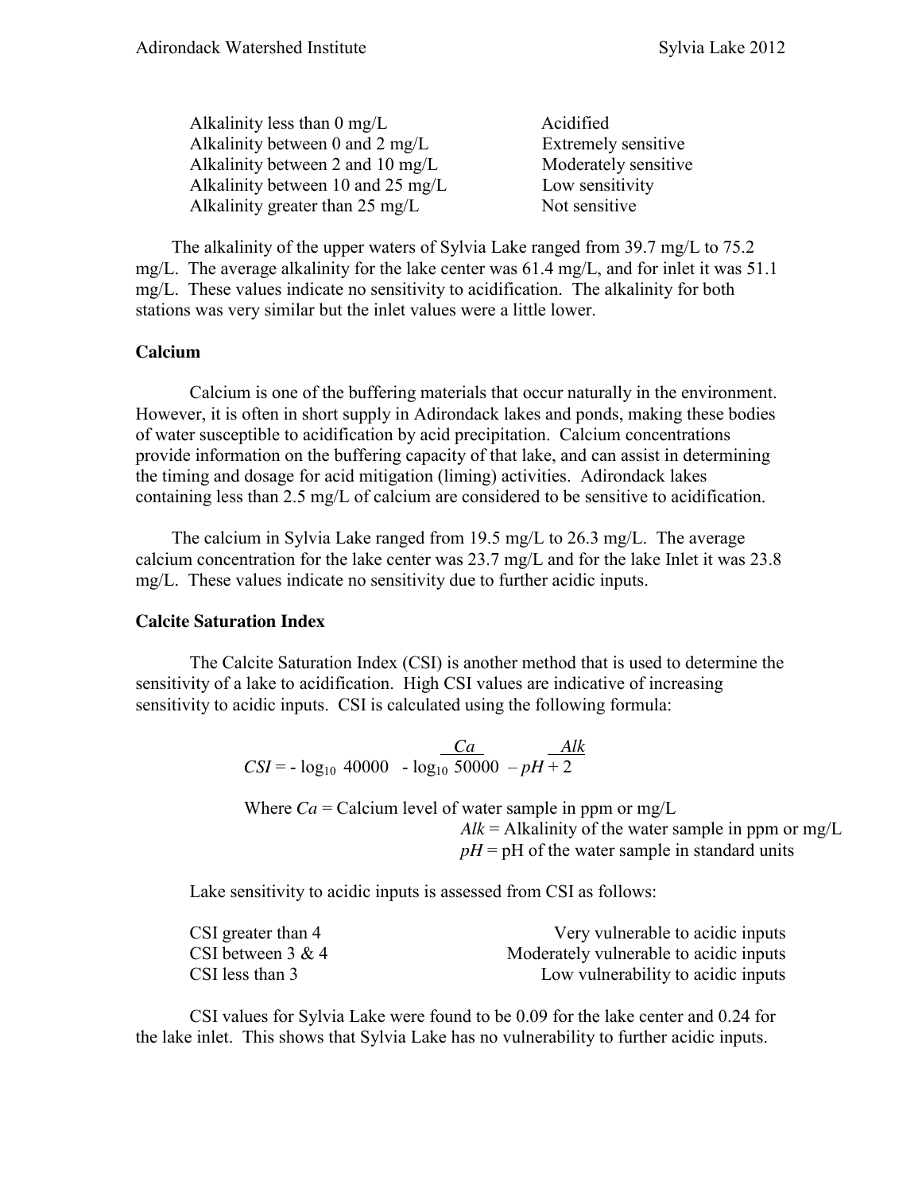| | |
|---|---|
| Alkalinity less than 0 mg/L | Acidified |
| Alkalinity between 0 and 2 mg/L | Extremely sensitive |
| Alkalinity between 2 and 10 mg/L | Moderately sensitive |
| Alkalinity between 10 and 25 mg/L | Low sensitivity |
| Alkalinity greater than 25 mg/L | Not sensitive |

The alkalinity of the upper waters of Sylvia Lake ranged from 39.7 mg/L to 75.2 mg/L. The average alkalinity for the lake center was 61.4 mg/L, and for inlet it was 51.1 mg/L. These values indicate no sensitivity to acidification. The alkalinity for both stations was very similar but the inlet values were a little lower.

### Calcium

Calcium is one of the buffering materials that occur naturally in the environment. However, it is often in short supply in Adirondack lakes and ponds, making these bodies of water susceptible to acidification by acid precipitation. Calcium concentrations provide information on the buffering capacity of that lake, and can assist in determining the timing and dosage for acid mitigation (liming) activities. Adirondack lakes containing less than 2.5 mg/L of calcium are considered to be sensitive to acidification.

The calcium in Sylvia Lake ranged from 19.5 mg/L to 26.3 mg/L. The average calcium concentration for the lake center was 23.7 mg/L and for the lake Inlet it was 23.8 mg/L. These values indicate no sensitivity due to further acidic inputs.

### Calcite Saturation Index

The Calcite Saturation Index (CSI) is another method that is used to determine the sensitivity of a lake to acidification. High CSI values are indicative of increasing sensitivity to acidic inputs. CSI is calculated using the following formula:

$$CSI = -\log_{10}\frac{Ca}{40000} - \log_{10}\frac{Alk}{50000} - pH + 2$$

Where $Ca$ = Calcium level of water sample in ppm or mg/L
$Alk$ = Alkalinity of the water sample in ppm or mg/L
$pH$ = pH of the water sample in standard units

Lake sensitivity to acidic inputs is assessed from CSI as follows:

| | |
|---|---|
| CSI greater than 4 | Very vulnerable to acidic inputs |
| CSI between 3 & 4 | Moderately vulnerable to acidic inputs |
| CSI less than 3 | Low vulnerability to acidic inputs |

CSI values for Sylvia Lake were found to be 0.09 for the lake center and 0.24 for the lake inlet. This shows that Sylvia Lake has no vulnerability to further acidic inputs.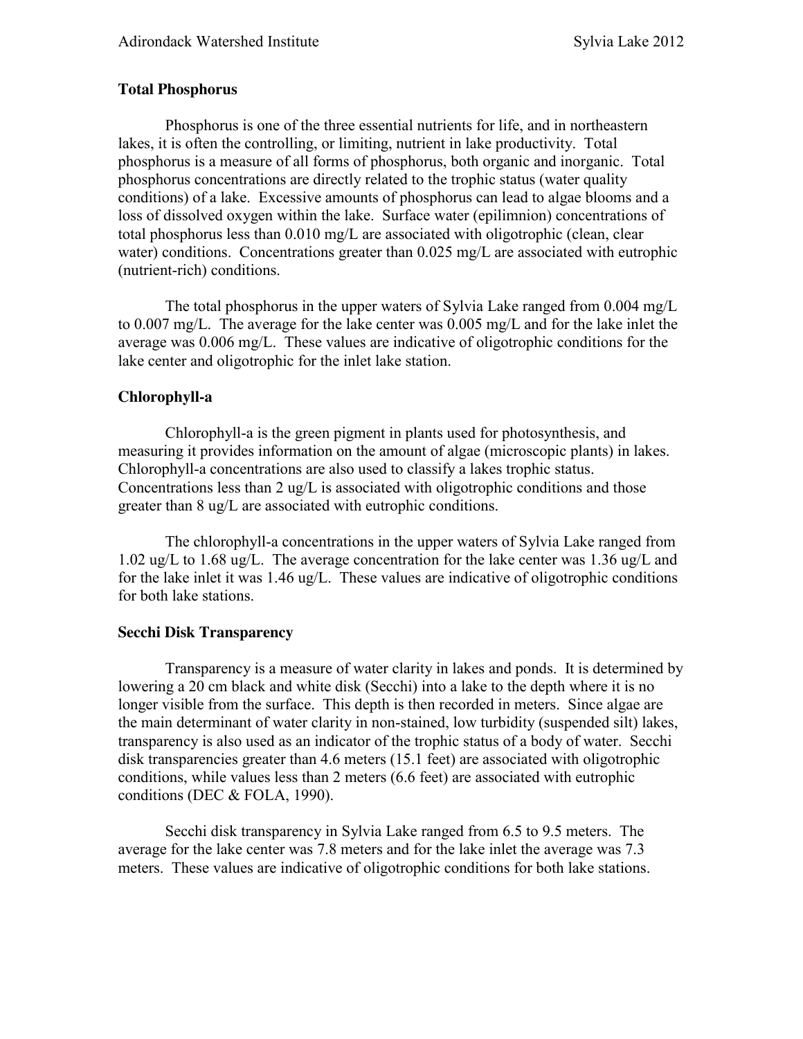### Total Phosphorus

Phosphorus is one of the three essential nutrients for life, and in northeastern lakes, it is often the controlling, or limiting, nutrient in lake productivity. Total phosphorus is a measure of all forms of phosphorus, both organic and inorganic. Total phosphorus concentrations are directly related to the trophic status (water quality conditions) of a lake. Excessive amounts of phosphorus can lead to algae blooms and a loss of dissolved oxygen within the lake. Surface water (epilimnion) concentrations of total phosphorus less than 0.010 mg/L are associated with oligotrophic (clean, clear water) conditions. Concentrations greater than 0.025 mg/L are associated with eutrophic (nutrient-rich) conditions.

The total phosphorus in the upper waters of Sylvia Lake ranged from 0.004 mg/L to 0.007 mg/L. The average for the lake center was 0.005 mg/L and for the lake inlet the average was 0.006 mg/L. These values are indicative of oligotrophic conditions for the lake center and oligotrophic for the inlet lake station.

### Chlorophyll-a

Chlorophyll-a is the green pigment in plants used for photosynthesis, and measuring it provides information on the amount of algae (microscopic plants) in lakes. Chlorophyll-a concentrations are also used to classify a lakes trophic status. Concentrations less than 2 ug/L is associated with oligotrophic conditions and those greater than 8 ug/L are associated with eutrophic conditions.

The chlorophyll-a concentrations in the upper waters of Sylvia Lake ranged from 1.02 ug/L to 1.68 ug/L. The average concentration for the lake center was 1.36 ug/L and for the lake inlet it was 1.46 ug/L. These values are indicative of oligotrophic conditions for both lake stations.

### Secchi Disk Transparency

Transparency is a measure of water clarity in lakes and ponds. It is determined by lowering a 20 cm black and white disk (Secchi) into a lake to the depth where it is no longer visible from the surface. This depth is then recorded in meters. Since algae are the main determinant of water clarity in non-stained, low turbidity (suspended silt) lakes, transparency is also used as an indicator of the trophic status of a body of water. Secchi disk transparencies greater than 4.6 meters (15.1 feet) are associated with oligotrophic conditions, while values less than 2 meters (6.6 feet) are associated with eutrophic conditions (DEC & FOLA, 1990).

Secchi disk transparency in Sylvia Lake ranged from 6.5 to 9.5 meters. The average for the lake center was 7.8 meters and for the lake inlet the average was 7.3 meters. These values are indicative of oligotrophic conditions for both lake stations.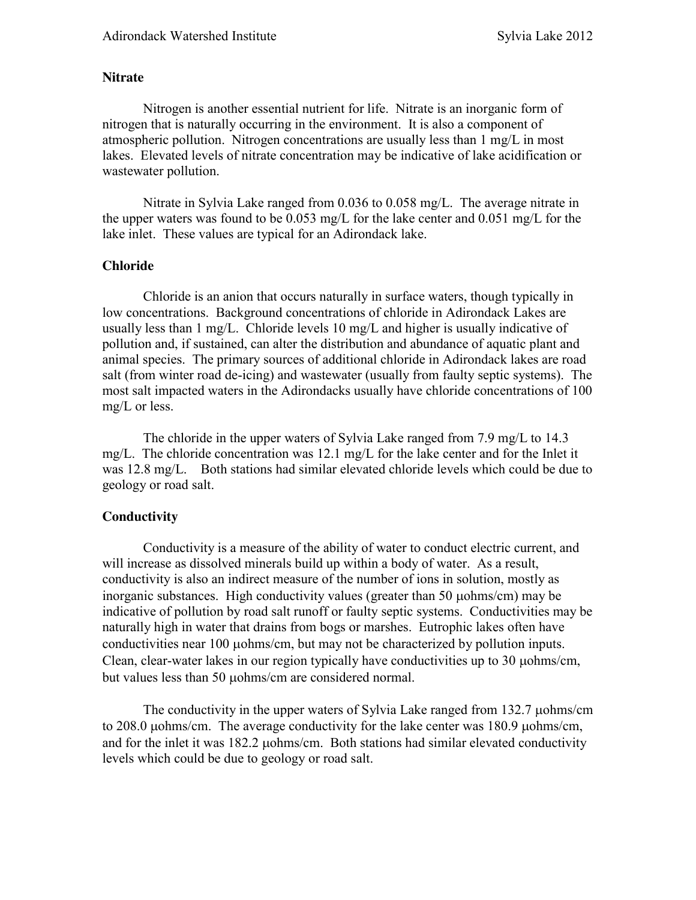## Nitrate

Nitrogen is another essential nutrient for life. Nitrate is an inorganic form of nitrogen that is naturally occurring in the environment. It is also a component of atmospheric pollution. Nitrogen concentrations are usually less than 1 mg/L in most lakes. Elevated levels of nitrate concentration may be indicative of lake acidification or wastewater pollution.

Nitrate in Sylvia Lake ranged from 0.036 to 0.058 mg/L. The average nitrate in the upper waters was found to be 0.053 mg/L for the lake center and 0.051 mg/L for the lake inlet. These values are typical for an Adirondack lake.

## Chloride

Chloride is an anion that occurs naturally in surface waters, though typically in low concentrations. Background concentrations of chloride in Adirondack Lakes are usually less than 1 mg/L. Chloride levels 10 mg/L and higher is usually indicative of pollution and, if sustained, can alter the distribution and abundance of aquatic plant and animal species. The primary sources of additional chloride in Adirondack lakes are road salt (from winter road de-icing) and wastewater (usually from faulty septic systems). The most salt impacted waters in the Adirondacks usually have chloride concentrations of 100 mg/L or less.

The chloride in the upper waters of Sylvia Lake ranged from 7.9 mg/L to 14.3 mg/L. The chloride concentration was 12.1 mg/L for the lake center and for the Inlet it was 12.8 mg/L. Both stations had similar elevated chloride levels which could be due to geology or road salt.

## Conductivity

Conductivity is a measure of the ability of water to conduct electric current, and will increase as dissolved minerals build up within a body of water. As a result, conductivity is also an indirect measure of the number of ions in solution, mostly as inorganic substances. High conductivity values (greater than 50 μohms/cm) may be indicative of pollution by road salt runoff or faulty septic systems. Conductivities may be naturally high in water that drains from bogs or marshes. Eutrophic lakes often have conductivities near 100 μohms/cm, but may not be characterized by pollution inputs. Clean, clear-water lakes in our region typically have conductivities up to 30 μohms/cm, but values less than 50 μohms/cm are considered normal.

The conductivity in the upper waters of Sylvia Lake ranged from 132.7 μohms/cm to 208.0 μohms/cm. The average conductivity for the lake center was 180.9 μohms/cm, and for the inlet it was 182.2 μohms/cm. Both stations had similar elevated conductivity levels which could be due to geology or road salt.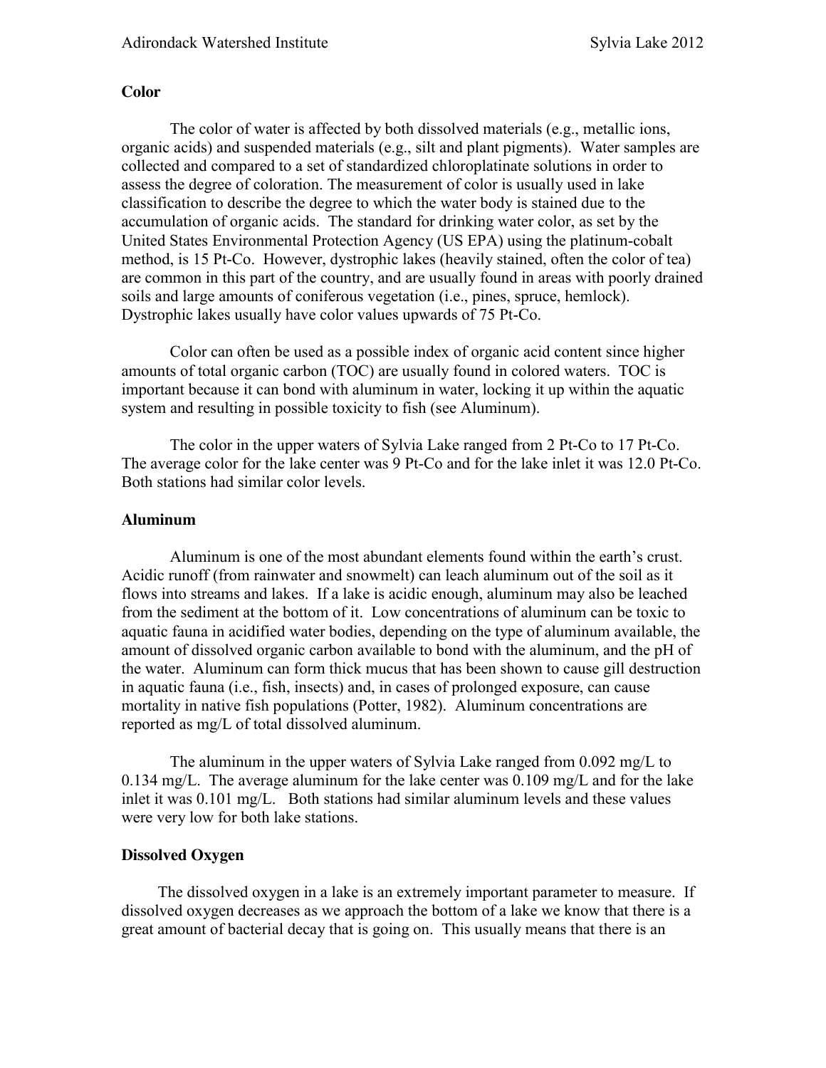## Color

The color of water is affected by both dissolved materials (e.g., metallic ions, organic acids) and suspended materials (e.g., silt and plant pigments). Water samples are collected and compared to a set of standardized chloroplatinate solutions in order to assess the degree of coloration. The measurement of color is usually used in lake classification to describe the degree to which the water body is stained due to the accumulation of organic acids. The standard for drinking water color, as set by the United States Environmental Protection Agency (US EPA) using the platinum-cobalt method, is 15 Pt-Co. However, dystrophic lakes (heavily stained, often the color of tea) are common in this part of the country, and are usually found in areas with poorly drained soils and large amounts of coniferous vegetation (i.e., pines, spruce, hemlock). Dystrophic lakes usually have color values upwards of 75 Pt-Co.

Color can often be used as a possible index of organic acid content since higher amounts of total organic carbon (TOC) are usually found in colored waters. TOC is important because it can bond with aluminum in water, locking it up within the aquatic system and resulting in possible toxicity to fish (see Aluminum).

The color in the upper waters of Sylvia Lake ranged from 2 Pt-Co to 17 Pt-Co. The average color for the lake center was 9 Pt-Co and for the lake inlet it was 12.0 Pt-Co. Both stations had similar color levels.

## Aluminum

Aluminum is one of the most abundant elements found within the earth's crust. Acidic runoff (from rainwater and snowmelt) can leach aluminum out of the soil as it flows into streams and lakes. If a lake is acidic enough, aluminum may also be leached from the sediment at the bottom of it. Low concentrations of aluminum can be toxic to aquatic fauna in acidified water bodies, depending on the type of aluminum available, the amount of dissolved organic carbon available to bond with the aluminum, and the pH of the water. Aluminum can form thick mucus that has been shown to cause gill destruction in aquatic fauna (i.e., fish, insects) and, in cases of prolonged exposure, can cause mortality in native fish populations (Potter, 1982). Aluminum concentrations are reported as mg/L of total dissolved aluminum.

The aluminum in the upper waters of Sylvia Lake ranged from 0.092 mg/L to 0.134 mg/L. The average aluminum for the lake center was 0.109 mg/L and for the lake inlet it was 0.101 mg/L. Both stations had similar aluminum levels and these values were very low for both lake stations.

## Dissolved Oxygen

The dissolved oxygen in a lake is an extremely important parameter to measure. If dissolved oxygen decreases as we approach the bottom of a lake we know that there is a great amount of bacterial decay that is going on. This usually means that there is an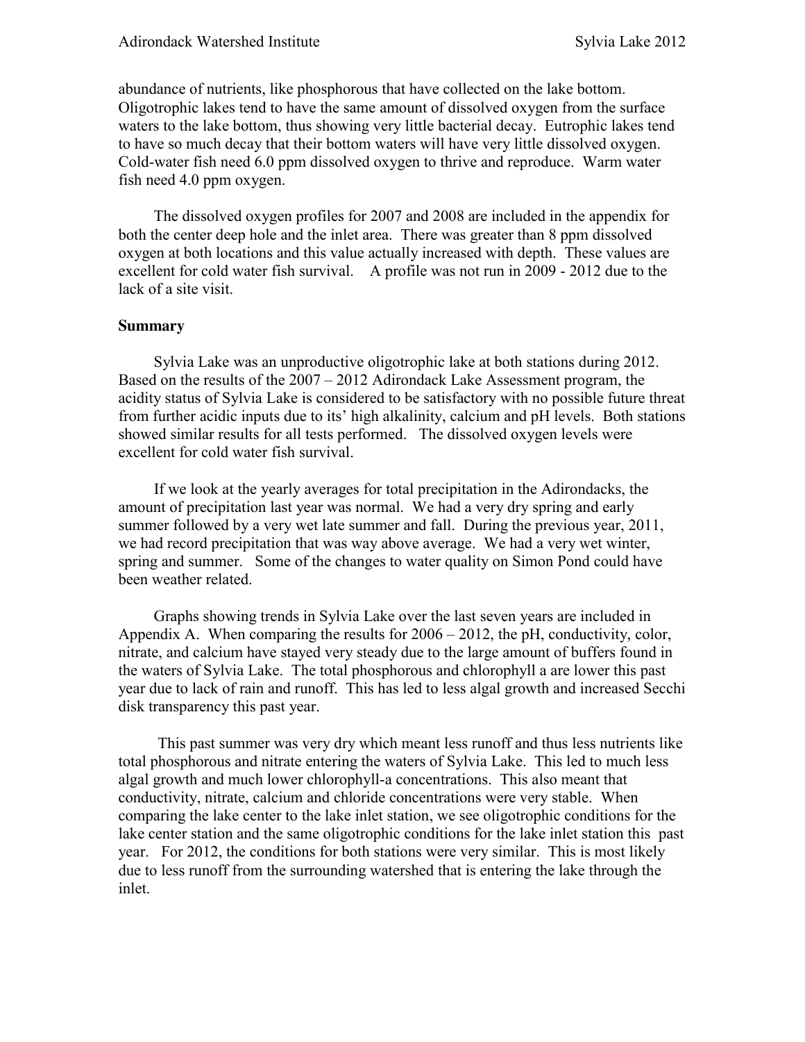abundance of nutrients, like phosphorous that have collected on the lake bottom. Oligotrophic lakes tend to have the same amount of dissolved oxygen from the surface waters to the lake bottom, thus showing very little bacterial decay. Eutrophic lakes tend to have so much decay that their bottom waters will have very little dissolved oxygen. Cold-water fish need 6.0 ppm dissolved oxygen to thrive and reproduce. Warm water fish need 4.0 ppm oxygen.

The dissolved oxygen profiles for 2007 and 2008 are included in the appendix for both the center deep hole and the inlet area. There was greater than 8 ppm dissolved oxygen at both locations and this value actually increased with depth. These values are excellent for cold water fish survival. A profile was not run in 2009 - 2012 due to the lack of a site visit.

**Summary**

Sylvia Lake was an unproductive oligotrophic lake at both stations during 2012. Based on the results of the 2007 – 2012 Adirondack Lake Assessment program, the acidity status of Sylvia Lake is considered to be satisfactory with no possible future threat from further acidic inputs due to its' high alkalinity, calcium and pH levels. Both stations showed similar results for all tests performed. The dissolved oxygen levels were excellent for cold water fish survival.

If we look at the yearly averages for total precipitation in the Adirondacks, the amount of precipitation last year was normal. We had a very dry spring and early summer followed by a very wet late summer and fall. During the previous year, 2011, we had record precipitation that was way above average. We had a very wet winter, spring and summer. Some of the changes to water quality on Simon Pond could have been weather related.

Graphs showing trends in Sylvia Lake over the last seven years are included in Appendix A. When comparing the results for 2006 – 2012, the pH, conductivity, color, nitrate, and calcium have stayed very steady due to the large amount of buffers found in the waters of Sylvia Lake. The total phosphorous and chlorophyll a are lower this past year due to lack of rain and runoff. This has led to less algal growth and increased Secchi disk transparency this past year.

This past summer was very dry which meant less runoff and thus less nutrients like total phosphorous and nitrate entering the waters of Sylvia Lake. This led to much less algal growth and much lower chlorophyll-a concentrations. This also meant that conductivity, nitrate, calcium and chloride concentrations were very stable. When comparing the lake center to the lake inlet station, we see oligotrophic conditions for the lake center station and the same oligotrophic conditions for the lake inlet station this past year. For 2012, the conditions for both stations were very similar. This is most likely due to less runoff from the surrounding watershed that is entering the lake through the inlet.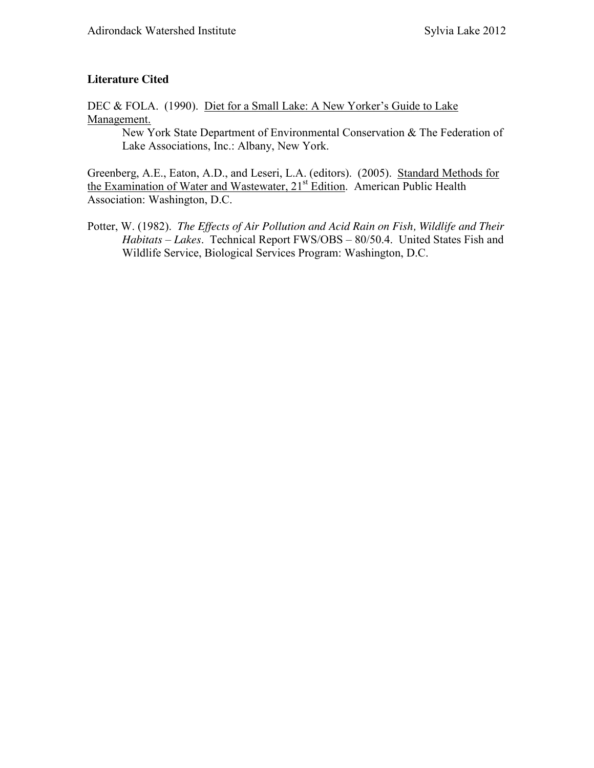## Literature Cited

DEC & FOLA. (1990). Diet for a Small Lake: A New Yorker's Guide to Lake Management.
New York State Department of Environmental Conservation & The Federation of Lake Associations, Inc.: Albany, New York.

Greenberg, A.E., Eaton, A.D., and Leseri, L.A. (editors). (2005). Standard Methods for the Examination of Water and Wastewater, 21st Edition. American Public Health Association: Washington, D.C.

Potter, W. (1982). *The Effects of Air Pollution and Acid Rain on Fish, Wildlife and Their Habitats – Lakes*. Technical Report FWS/OBS – 80/50.4. United States Fish and Wildlife Service, Biological Services Program: Washington, D.C.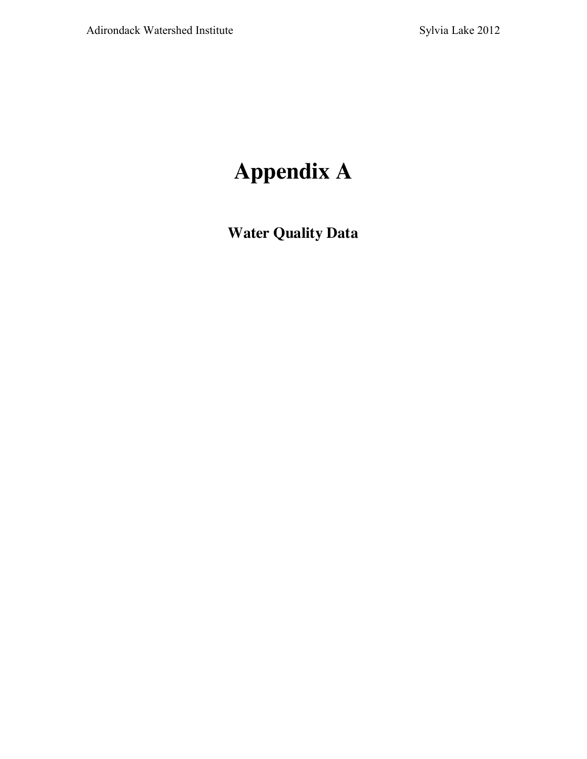# Appendix A

## Water Quality Data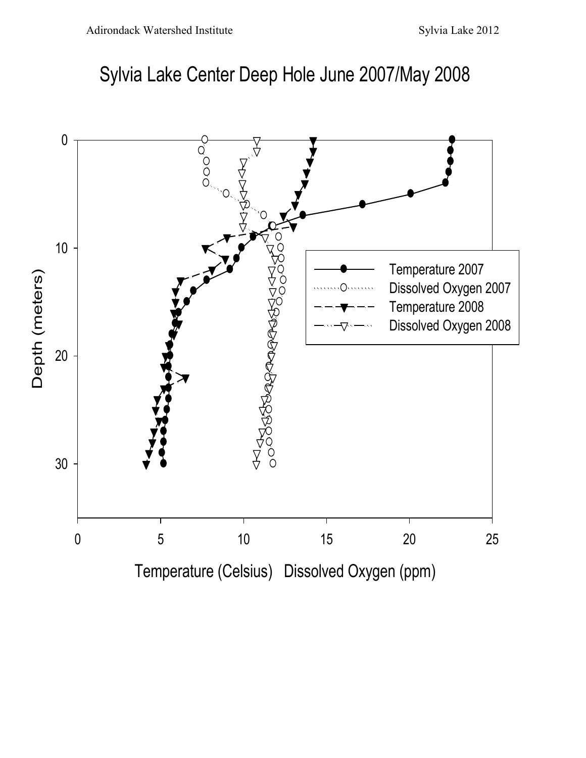# Sylvia Lake Center Deep Hole June 2007/May 2008

Depth (meters)

Temperature (Celsius) Dissolved Oxygen (ppm)

- Temperature 2007
- Dissolved Oxygen 2007
- Temperature 2008
- Dissolved Oxygen 2008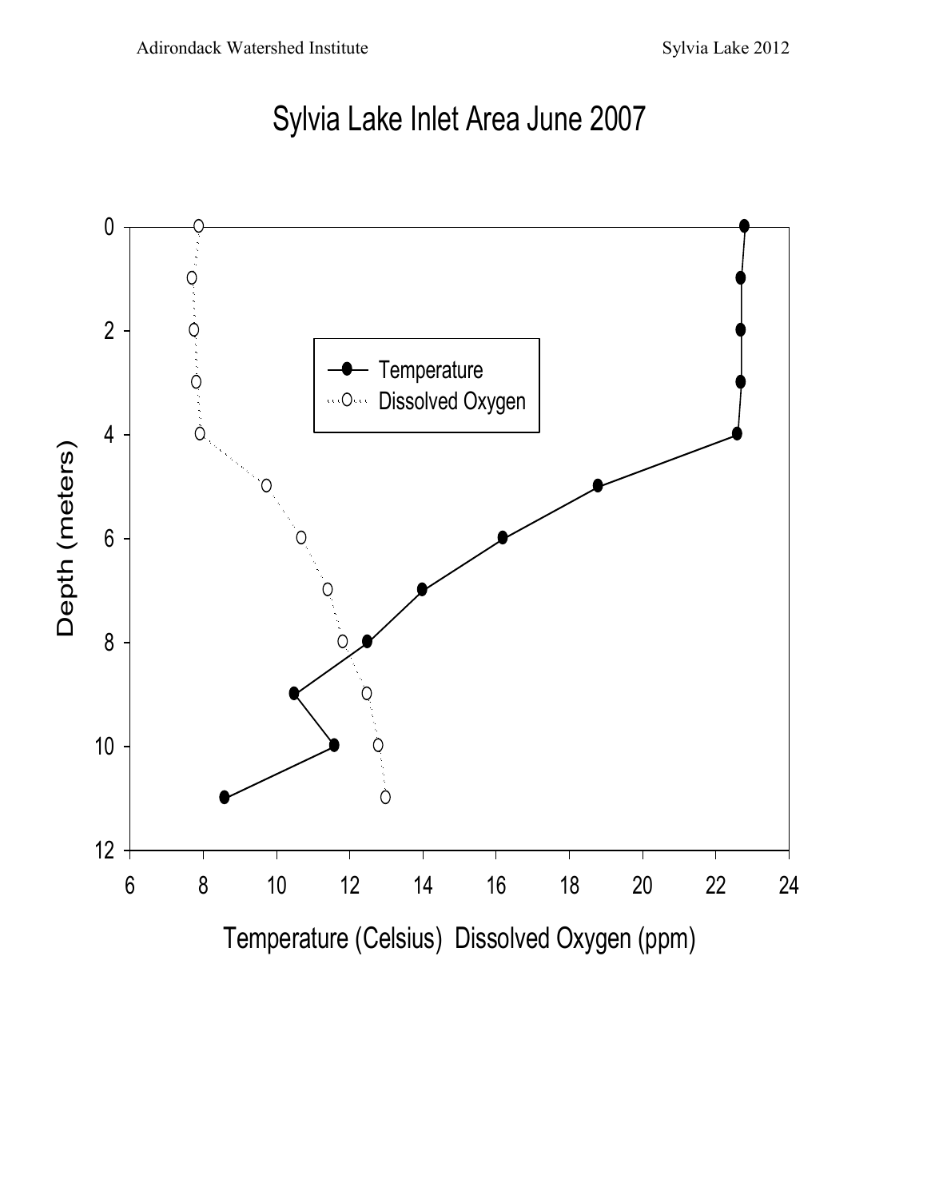# Sylvia Lake Inlet Area June 2007

| Depth (meters) | Temperature (Celsius) | Dissolved Oxygen (ppm) |
|---|---|---|
| 0 | 22.8 | 7.9 |
| 1 | 22.7 | 7.7 |
| 2 | 22.7 | 7.75 |
| 3 | 22.7 | 7.8 |
| 4 | 22.6 | 7.9 |
| 5 | 18.8 | 9.7 |
| 6 | 16.2 | 10.7 |
| 7 | 14.0 | 11.4 |
| 8 | 12.5 | 11.8 |
| 9 | 10.5 | 12.5 |
| 10 | 11.6 | 12.8 |
| 11 | 8.6 | 13.0 |

Depth (meters)

Temperature (Celsius) Dissolved Oxygen (ppm)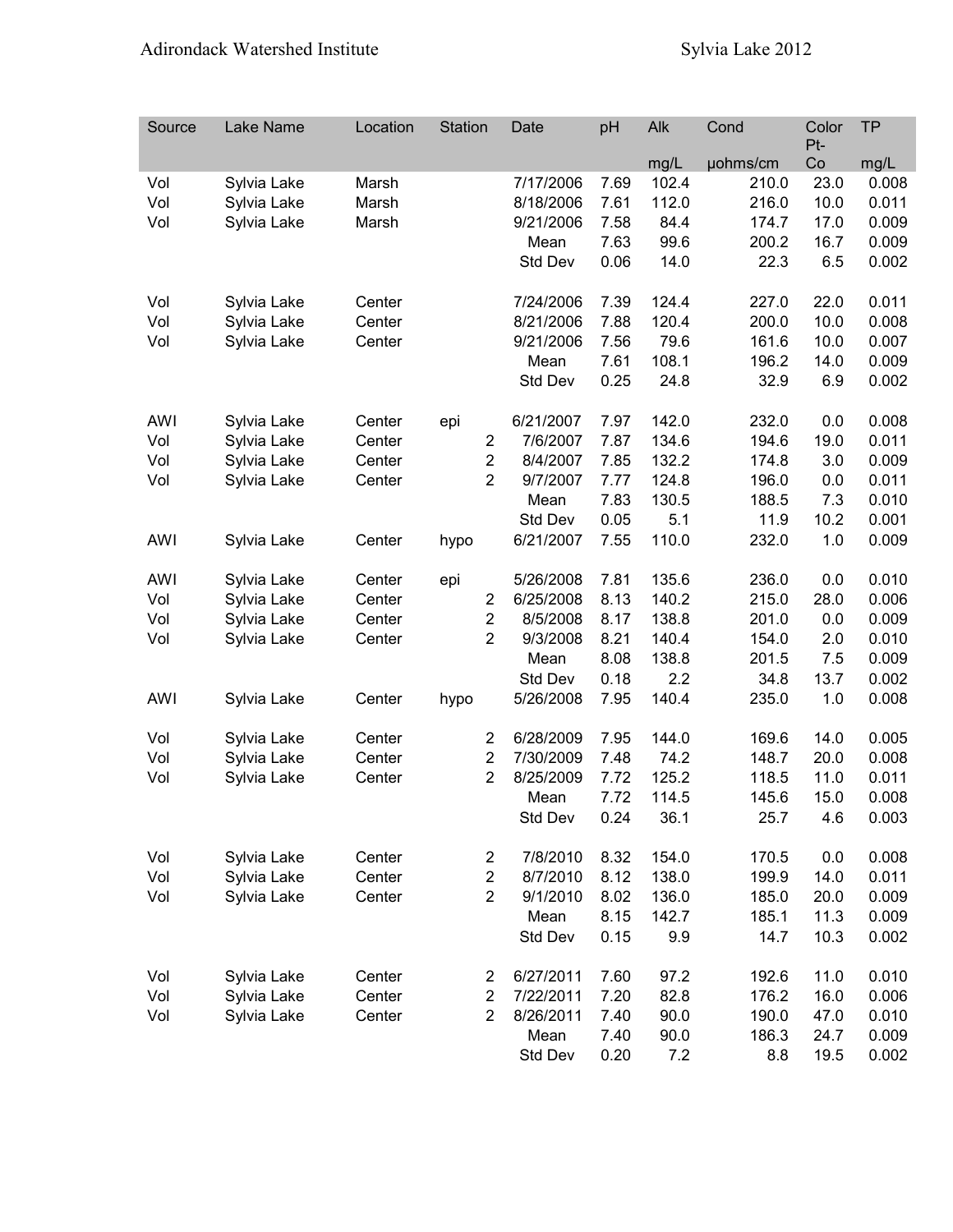| Source | Lake Name | Location | Station | Date | pH | Alk | Cond | Color Pt-Co | TP |
|---|---|---|---|---|---|---|---|---|---|
| | | | | | | mg/L | µohms/cm | | mg/L |
| Vol | Sylvia Lake | Marsh | | 7/17/2006 | 7.69 | 102.4 | 210.0 | 23.0 | 0.008 |
| Vol | Sylvia Lake | Marsh | | 8/18/2006 | 7.61 | 112.0 | 216.0 | 10.0 | 0.011 |
| Vol | Sylvia Lake | Marsh | | 9/21/2006 | 7.58 | 84.4 | 174.7 | 17.0 | 0.009 |
| | | | | Mean | 7.63 | 99.6 | 200.2 | 16.7 | 0.009 |
| | | | | Std Dev | 0.06 | 14.0 | 22.3 | 6.5 | 0.002 |
| | | | | | | | | | |
| Vol | Sylvia Lake | Center | | 7/24/2006 | 7.39 | 124.4 | 227.0 | 22.0 | 0.011 |
| Vol | Sylvia Lake | Center | | 8/21/2006 | 7.88 | 120.4 | 200.0 | 10.0 | 0.008 |
| Vol | Sylvia Lake | Center | | 9/21/2006 | 7.56 | 79.6 | 161.6 | 10.0 | 0.007 |
| | | | | Mean | 7.61 | 108.1 | 196.2 | 14.0 | 0.009 |
| | | | | Std Dev | 0.25 | 24.8 | 32.9 | 6.9 | 0.002 |
| | | | | | | | | | |
| AWI | Sylvia Lake | Center | epi | 6/21/2007 | 7.97 | 142.0 | 232.0 | 0.0 | 0.008 |
| Vol | Sylvia Lake | Center | 2 | 7/6/2007 | 7.87 | 134.6 | 194.6 | 19.0 | 0.011 |
| Vol | Sylvia Lake | Center | 2 | 8/4/2007 | 7.85 | 132.2 | 174.8 | 3.0 | 0.009 |
| Vol | Sylvia Lake | Center | 2 | 9/7/2007 | 7.77 | 124.8 | 196.0 | 0.0 | 0.011 |
| | | | | Mean | 7.83 | 130.5 | 188.5 | 7.3 | 0.010 |
| | | | | Std Dev | 0.05 | 5.1 | 11.9 | 10.2 | 0.001 |
| AWI | Sylvia Lake | Center | hypo | 6/21/2007 | 7.55 | 110.0 | 232.0 | 1.0 | 0.009 |
| | | | | | | | | | |
| AWI | Sylvia Lake | Center | epi | 5/26/2008 | 7.81 | 135.6 | 236.0 | 0.0 | 0.010 |
| Vol | Sylvia Lake | Center | 2 | 6/25/2008 | 8.13 | 140.2 | 215.0 | 28.0 | 0.006 |
| Vol | Sylvia Lake | Center | 2 | 8/5/2008 | 8.17 | 138.8 | 201.0 | 0.0 | 0.009 |
| Vol | Sylvia Lake | Center | 2 | 9/3/2008 | 8.21 | 140.4 | 154.0 | 2.0 | 0.010 |
| | | | | Mean | 8.08 | 138.8 | 201.5 | 7.5 | 0.009 |
| | | | | Std Dev | 0.18 | 2.2 | 34.8 | 13.7 | 0.002 |
| AWI | Sylvia Lake | Center | hypo | 5/26/2008 | 7.95 | 140.4 | 235.0 | 1.0 | 0.008 |
| | | | | | | | | | |
| Vol | Sylvia Lake | Center | 2 | 6/28/2009 | 7.95 | 144.0 | 169.6 | 14.0 | 0.005 |
| Vol | Sylvia Lake | Center | 2 | 7/30/2009 | 7.48 | 74.2 | 148.7 | 20.0 | 0.008 |
| Vol | Sylvia Lake | Center | 2 | 8/25/2009 | 7.72 | 125.2 | 118.5 | 11.0 | 0.011 |
| | | | | Mean | 7.72 | 114.5 | 145.6 | 15.0 | 0.008 |
| | | | | Std Dev | 0.24 | 36.1 | 25.7 | 4.6 | 0.003 |
| | | | | | | | | | |
| Vol | Sylvia Lake | Center | 2 | 7/8/2010 | 8.32 | 154.0 | 170.5 | 0.0 | 0.008 |
| Vol | Sylvia Lake | Center | 2 | 8/7/2010 | 8.12 | 138.0 | 199.9 | 14.0 | 0.011 |
| Vol | Sylvia Lake | Center | 2 | 9/1/2010 | 8.02 | 136.0 | 185.0 | 20.0 | 0.009 |
| | | | | Mean | 8.15 | 142.7 | 185.1 | 11.3 | 0.009 |
| | | | | Std Dev | 0.15 | 9.9 | 14.7 | 10.3 | 0.002 |
| | | | | | | | | | |
| Vol | Sylvia Lake | Center | 2 | 6/27/2011 | 7.60 | 97.2 | 192.6 | 11.0 | 0.010 |
| Vol | Sylvia Lake | Center | 2 | 7/22/2011 | 7.20 | 82.8 | 176.2 | 16.0 | 0.006 |
| Vol | Sylvia Lake | Center | 2 | 8/26/2011 | 7.40 | 90.0 | 190.0 | 47.0 | 0.010 |
| | | | | Mean | 7.40 | 90.0 | 186.3 | 24.7 | 0.009 |
| | | | | Std Dev | 0.20 | 7.2 | 8.8 | 19.5 | 0.002 |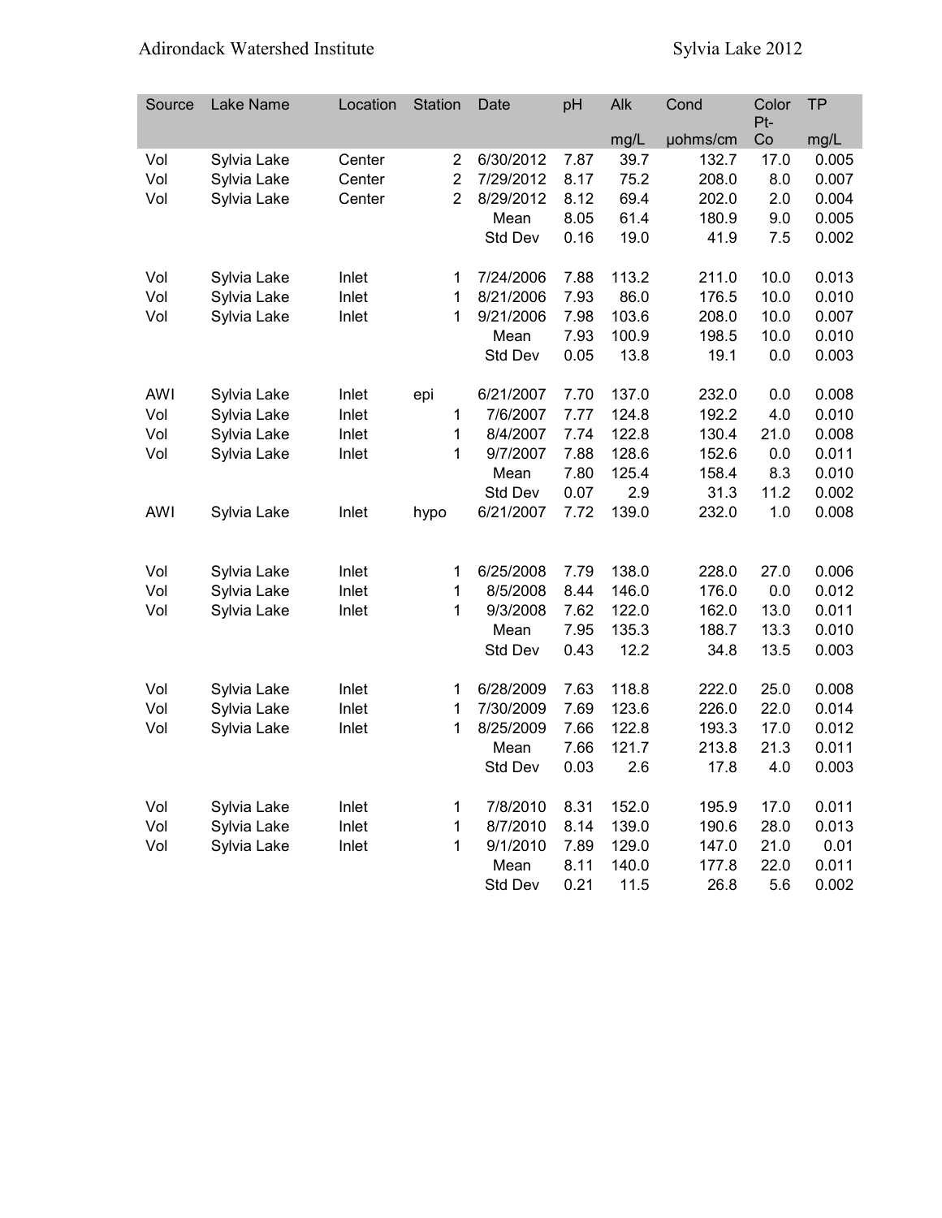| Source | Lake Name | Location | Station | Date | pH | Alk mg/L | Cond µohms/cm | Color Pt-Co | TP mg/L |
|---|---|---|---|---|---|---|---|---|---|
| Vol | Sylvia Lake | Center | 2 | 6/30/2012 | 7.87 | 39.7 | 132.7 | 17.0 | 0.005 |
| Vol | Sylvia Lake | Center | 2 | 7/29/2012 | 8.17 | 75.2 | 208.0 | 8.0 | 0.007 |
| Vol | Sylvia Lake | Center | 2 | 8/29/2012 | 8.12 | 69.4 | 202.0 | 2.0 | 0.004 |
| | | | | Mean | 8.05 | 61.4 | 180.9 | 9.0 | 0.005 |
| | | | | Std Dev | 0.16 | 19.0 | 41.9 | 7.5 | 0.002 |
| | | | | | | | | | |
| Vol | Sylvia Lake | Inlet | 1 | 7/24/2006 | 7.88 | 113.2 | 211.0 | 10.0 | 0.013 |
| Vol | Sylvia Lake | Inlet | 1 | 8/21/2006 | 7.93 | 86.0 | 176.5 | 10.0 | 0.010 |
| Vol | Sylvia Lake | Inlet | 1 | 9/21/2006 | 7.98 | 103.6 | 208.0 | 10.0 | 0.007 |
| | | | | Mean | 7.93 | 100.9 | 198.5 | 10.0 | 0.010 |
| | | | | Std Dev | 0.05 | 13.8 | 19.1 | 0.0 | 0.003 |
| | | | | | | | | | |
| AWI | Sylvia Lake | Inlet | epi | 6/21/2007 | 7.70 | 137.0 | 232.0 | 0.0 | 0.008 |
| Vol | Sylvia Lake | Inlet | 1 | 7/6/2007 | 7.77 | 124.8 | 192.2 | 4.0 | 0.010 |
| Vol | Sylvia Lake | Inlet | 1 | 8/4/2007 | 7.74 | 122.8 | 130.4 | 21.0 | 0.008 |
| Vol | Sylvia Lake | Inlet | 1 | 9/7/2007 | 7.88 | 128.6 | 152.6 | 0.0 | 0.011 |
| | | | | Mean | 7.80 | 125.4 | 158.4 | 8.3 | 0.010 |
| | | | | Std Dev | 0.07 | 2.9 | 31.3 | 11.2 | 0.002 |
| AWI | Sylvia Lake | Inlet | hypo | 6/21/2007 | 7.72 | 139.0 | 232.0 | 1.0 | 0.008 |
| | | | | | | | | | |
| Vol | Sylvia Lake | Inlet | 1 | 6/25/2008 | 7.79 | 138.0 | 228.0 | 27.0 | 0.006 |
| Vol | Sylvia Lake | Inlet | 1 | 8/5/2008 | 8.44 | 146.0 | 176.0 | 0.0 | 0.012 |
| Vol | Sylvia Lake | Inlet | 1 | 9/3/2008 | 7.62 | 122.0 | 162.0 | 13.0 | 0.011 |
| | | | | Mean | 7.95 | 135.3 | 188.7 | 13.3 | 0.010 |
| | | | | Std Dev | 0.43 | 12.2 | 34.8 | 13.5 | 0.003 |
| | | | | | | | | | |
| Vol | Sylvia Lake | Inlet | 1 | 6/28/2009 | 7.63 | 118.8 | 222.0 | 25.0 | 0.008 |
| Vol | Sylvia Lake | Inlet | 1 | 7/30/2009 | 7.69 | 123.6 | 226.0 | 22.0 | 0.014 |
| Vol | Sylvia Lake | Inlet | 1 | 8/25/2009 | 7.66 | 122.8 | 193.3 | 17.0 | 0.012 |
| | | | | Mean | 7.66 | 121.7 | 213.8 | 21.3 | 0.011 |
| | | | | Std Dev | 0.03 | 2.6 | 17.8 | 4.0 | 0.003 |
| | | | | | | | | | |
| Vol | Sylvia Lake | Inlet | 1 | 7/8/2010 | 8.31 | 152.0 | 195.9 | 17.0 | 0.011 |
| Vol | Sylvia Lake | Inlet | 1 | 8/7/2010 | 8.14 | 139.0 | 190.6 | 28.0 | 0.013 |
| Vol | Sylvia Lake | Inlet | 1 | 9/1/2010 | 7.89 | 129.0 | 147.0 | 21.0 | 0.01 |
| | | | | Mean | 8.11 | 140.0 | 177.8 | 22.0 | 0.011 |
| | | | | Std Dev | 0.21 | 11.5 | 26.8 | 5.6 | 0.002 |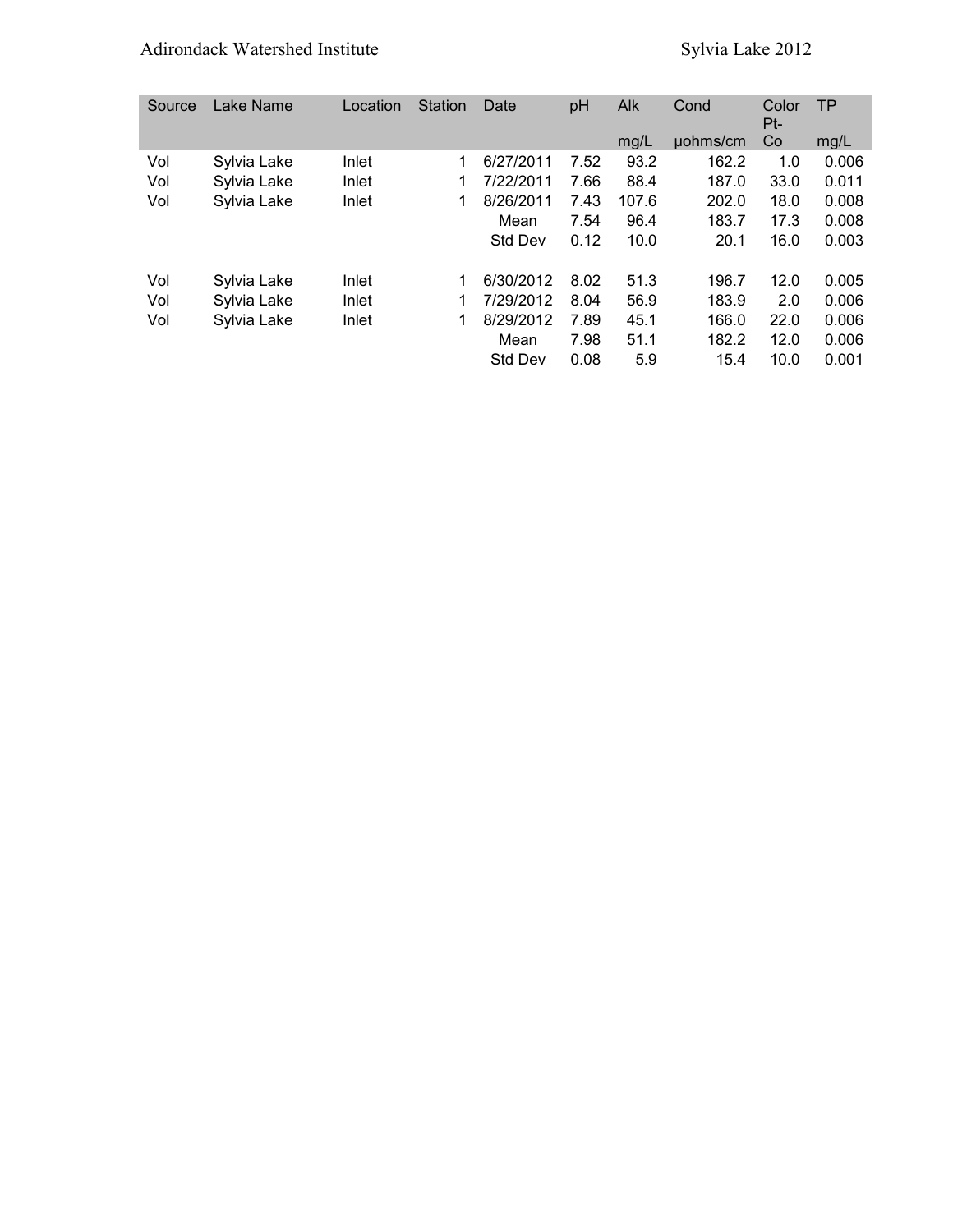| Source | Lake Name | Location | Station | Date | pH | Alk mg/L | Cond μohms/cm | Color Pt-Co | TP mg/L |
|---|---|---|---|---|---|---|---|---|---|
| Vol | Sylvia Lake | Inlet | 1 | 6/27/2011 | 7.52 | 93.2 | 162.2 | 1.0 | 0.006 |
| Vol | Sylvia Lake | Inlet | 1 | 7/22/2011 | 7.66 | 88.4 | 187.0 | 33.0 | 0.011 |
| Vol | Sylvia Lake | Inlet | 1 | 8/26/2011 | 7.43 | 107.6 | 202.0 | 18.0 | 0.008 |
| | | | | Mean | 7.54 | 96.4 | 183.7 | 17.3 | 0.008 |
| | | | | Std Dev | 0.12 | 10.0 | 20.1 | 16.0 | 0.003 |
| | | | | | | | | | |
| Vol | Sylvia Lake | Inlet | 1 | 6/30/2012 | 8.02 | 51.3 | 196.7 | 12.0 | 0.005 |
| Vol | Sylvia Lake | Inlet | 1 | 7/29/2012 | 8.04 | 56.9 | 183.9 | 2.0 | 0.006 |
| Vol | Sylvia Lake | Inlet | 1 | 8/29/2012 | 7.89 | 45.1 | 166.0 | 22.0 | 0.006 |
| | | | | Mean | 7.98 | 51.1 | 182.2 | 12.0 | 0.006 |
| | | | | Std Dev | 0.08 | 5.9 | 15.4 | 10.0 | 0.001 |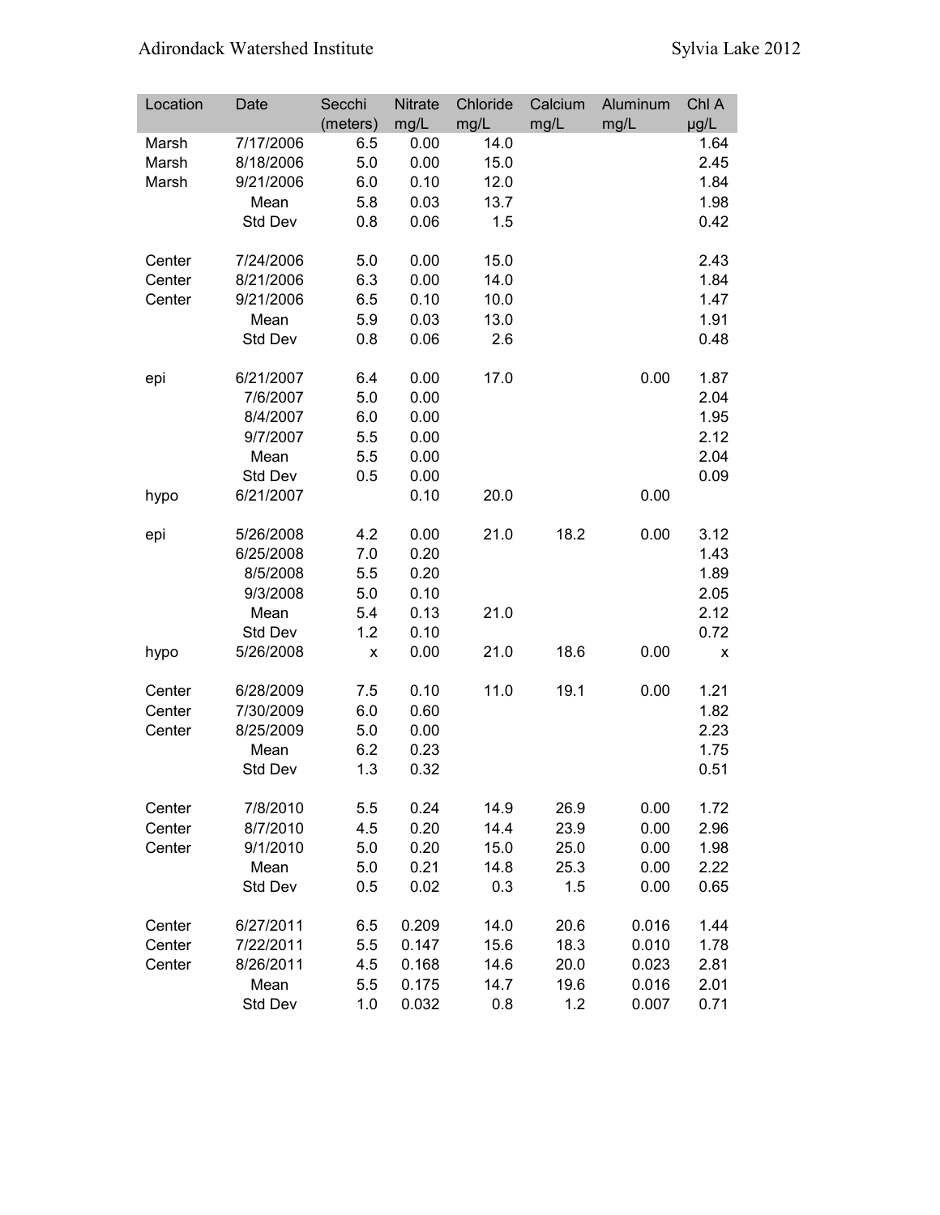| Location | Date | Secchi (meters) | Nitrate mg/L | Chloride mg/L | Calcium mg/L | Aluminum mg/L | Chl A µg/L |
|---|---|---|---|---|---|---|---|
| Marsh | 7/17/2006 | 6.5 | 0.00 | 14.0 | | | 1.64 |
| Marsh | 8/18/2006 | 5.0 | 0.00 | 15.0 | | | 2.45 |
| Marsh | 9/21/2006 | 6.0 | 0.10 | 12.0 | | | 1.84 |
| | Mean | 5.8 | 0.03 | 13.7 | | | 1.98 |
| | Std Dev | 0.8 | 0.06 | 1.5 | | | 0.42 |
| | | | | | | | |
| Center | 7/24/2006 | 5.0 | 0.00 | 15.0 | | | 2.43 |
| Center | 8/21/2006 | 6.3 | 0.00 | 14.0 | | | 1.84 |
| Center | 9/21/2006 | 6.5 | 0.10 | 10.0 | | | 1.47 |
| | Mean | 5.9 | 0.03 | 13.0 | | | 1.91 |
| | Std Dev | 0.8 | 0.06 | 2.6 | | | 0.48 |
| | | | | | | | |
| epi | 6/21/2007 | 6.4 | 0.00 | 17.0 | | 0.00 | 1.87 |
| | 7/6/2007 | 5.0 | 0.00 | | | | 2.04 |
| | 8/4/2007 | 6.0 | 0.00 | | | | 1.95 |
| | 9/7/2007 | 5.5 | 0.00 | | | | 2.12 |
| | Mean | 5.5 | 0.00 | | | | 2.04 |
| | Std Dev | 0.5 | 0.00 | | | | 0.09 |
| hypo | 6/21/2007 | | 0.10 | 20.0 | | 0.00 | |
| | | | | | | | |
| epi | 5/26/2008 | 4.2 | 0.00 | 21.0 | 18.2 | 0.00 | 3.12 |
| | 6/25/2008 | 7.0 | 0.20 | | | | 1.43 |
| | 8/5/2008 | 5.5 | 0.20 | | | | 1.89 |
| | 9/3/2008 | 5.0 | 0.10 | | | | 2.05 |
| | Mean | 5.4 | 0.13 | 21.0 | | | 2.12 |
| | Std Dev | 1.2 | 0.10 | | | | 0.72 |
| hypo | 5/26/2008 | x | 0.00 | 21.0 | 18.6 | 0.00 | x |
| | | | | | | | |
| Center | 6/28/2009 | 7.5 | 0.10 | 11.0 | 19.1 | 0.00 | 1.21 |
| Center | 7/30/2009 | 6.0 | 0.60 | | | | 1.82 |
| Center | 8/25/2009 | 5.0 | 0.00 | | | | 2.23 |
| | Mean | 6.2 | 0.23 | | | | 1.75 |
| | Std Dev | 1.3 | 0.32 | | | | 0.51 |
| | | | | | | | |
| Center | 7/8/2010 | 5.5 | 0.24 | 14.9 | 26.9 | 0.00 | 1.72 |
| Center | 8/7/2010 | 4.5 | 0.20 | 14.4 | 23.9 | 0.00 | 2.96 |
| Center | 9/1/2010 | 5.0 | 0.20 | 15.0 | 25.0 | 0.00 | 1.98 |
| | Mean | 5.0 | 0.21 | 14.8 | 25.3 | 0.00 | 2.22 |
| | Std Dev | 0.5 | 0.02 | 0.3 | 1.5 | 0.00 | 0.65 |
| | | | | | | | |
| Center | 6/27/2011 | 6.5 | 0.209 | 14.0 | 20.6 | 0.016 | 1.44 |
| Center | 7/22/2011 | 5.5 | 0.147 | 15.6 | 18.3 | 0.010 | 1.78 |
| Center | 8/26/2011 | 4.5 | 0.168 | 14.6 | 20.0 | 0.023 | 2.81 |
| | Mean | 5.5 | 0.175 | 14.7 | 19.6 | 0.016 | 2.01 |
| | Std Dev | 1.0 | 0.032 | 0.8 | 1.2 | 0.007 | 0.71 |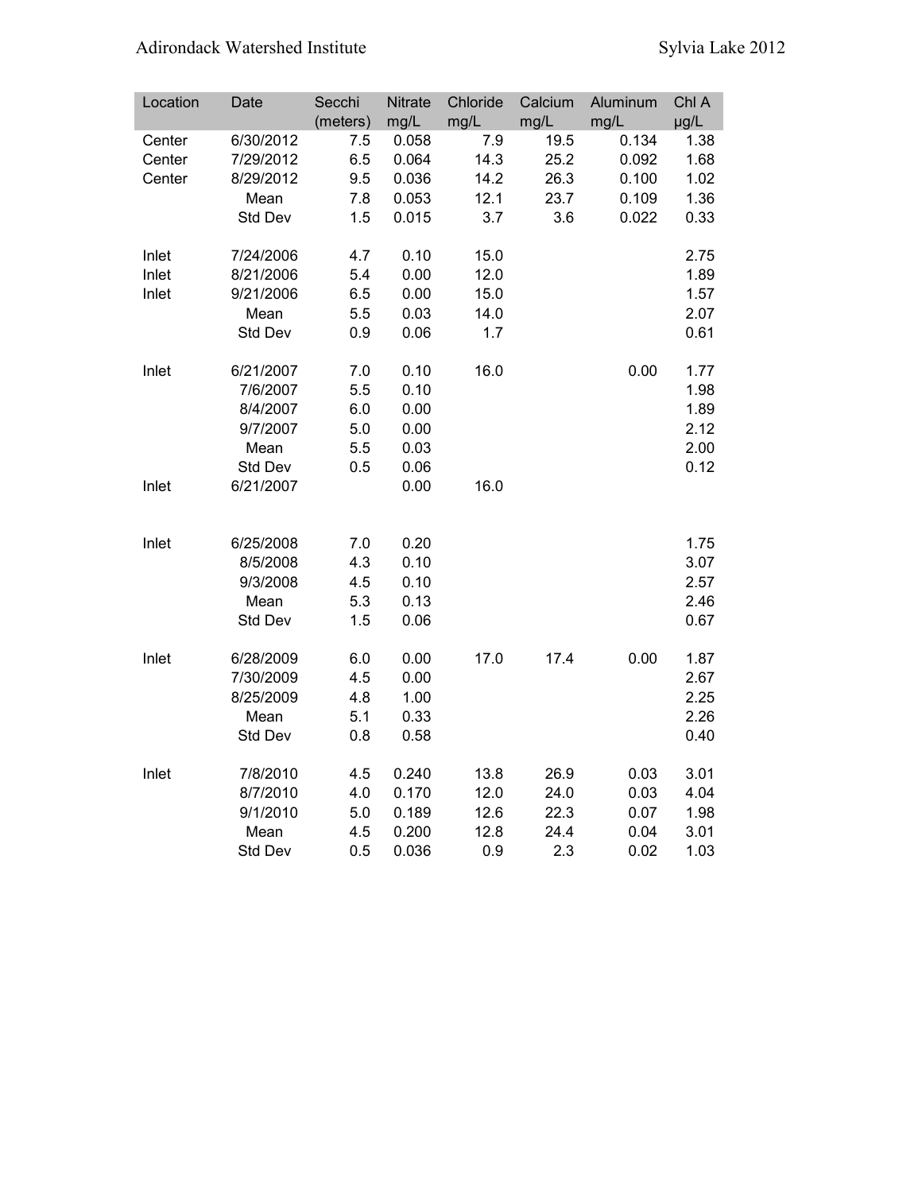| Location | Date | Secchi (meters) | Nitrate mg/L | Chloride mg/L | Calcium mg/L | Aluminum mg/L | Chl A µg/L |
|---|---|---|---|---|---|---|---|
| Center | 6/30/2012 | 7.5 | 0.058 | 7.9 | 19.5 | 0.134 | 1.38 |
| Center | 7/29/2012 | 6.5 | 0.064 | 14.3 | 25.2 | 0.092 | 1.68 |
| Center | 8/29/2012 | 9.5 | 0.036 | 14.2 | 26.3 | 0.100 | 1.02 |
| | Mean | 7.8 | 0.053 | 12.1 | 23.7 | 0.109 | 1.36 |
| | Std Dev | 1.5 | 0.015 | 3.7 | 3.6 | 0.022 | 0.33 |
| | | | | | | | |
| Inlet | 7/24/2006 | 4.7 | 0.10 | 15.0 | | | 2.75 |
| Inlet | 8/21/2006 | 5.4 | 0.00 | 12.0 | | | 1.89 |
| Inlet | 9/21/2006 | 6.5 | 0.00 | 15.0 | | | 1.57 |
| | Mean | 5.5 | 0.03 | 14.0 | | | 2.07 |
| | Std Dev | 0.9 | 0.06 | 1.7 | | | 0.61 |
| | | | | | | | |
| Inlet | 6/21/2007 | 7.0 | 0.10 | 16.0 | | 0.00 | 1.77 |
| | 7/6/2007 | 5.5 | 0.10 | | | | 1.98 |
| | 8/4/2007 | 6.0 | 0.00 | | | | 1.89 |
| | 9/7/2007 | 5.0 | 0.00 | | | | 2.12 |
| | Mean | 5.5 | 0.03 | | | | 2.00 |
| | Std Dev | 0.5 | 0.06 | | | | 0.12 |
| Inlet | 6/21/2007 | | 0.00 | 16.0 | | | |
| | | | | | | | |
| Inlet | 6/25/2008 | 7.0 | 0.20 | | | | 1.75 |
| | 8/5/2008 | 4.3 | 0.10 | | | | 3.07 |
| | 9/3/2008 | 4.5 | 0.10 | | | | 2.57 |
| | Mean | 5.3 | 0.13 | | | | 2.46 |
| | Std Dev | 1.5 | 0.06 | | | | 0.67 |
| | | | | | | | |
| Inlet | 6/28/2009 | 6.0 | 0.00 | 17.0 | 17.4 | 0.00 | 1.87 |
| | 7/30/2009 | 4.5 | 0.00 | | | | 2.67 |
| | 8/25/2009 | 4.8 | 1.00 | | | | 2.25 |
| | Mean | 5.1 | 0.33 | | | | 2.26 |
| | Std Dev | 0.8 | 0.58 | | | | 0.40 |
| | | | | | | | |
| Inlet | 7/8/2010 | 4.5 | 0.240 | 13.8 | 26.9 | 0.03 | 3.01 |
| | 8/7/2010 | 4.0 | 0.170 | 12.0 | 24.0 | 0.03 | 4.04 |
| | 9/1/2010 | 5.0 | 0.189 | 12.6 | 22.3 | 0.07 | 1.98 |
| | Mean | 4.5 | 0.200 | 12.8 | 24.4 | 0.04 | 3.01 |
| | Std Dev | 0.5 | 0.036 | 0.9 | 2.3 | 0.02 | 1.03 |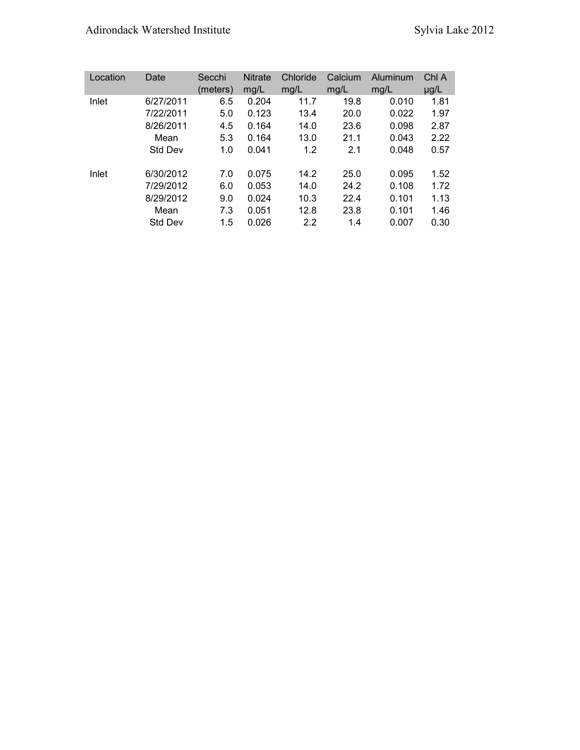| Location | Date | Secchi (meters) | Nitrate mg/L | Chloride mg/L | Calcium mg/L | Aluminum mg/L | Chl A µg/L |
|---|---|---|---|---|---|---|---|
| Inlet | 6/27/2011 | 6.5 | 0.204 | 11.7 | 19.8 | 0.010 | 1.81 |
| | 7/22/2011 | 5.0 | 0.123 | 13.4 | 20.0 | 0.022 | 1.97 |
| | 8/26/2011 | 4.5 | 0.164 | 14.0 | 23.6 | 0.098 | 2.87 |
| | Mean | 5.3 | 0.164 | 13.0 | 21.1 | 0.043 | 2.22 |
| | Std Dev | 1.0 | 0.041 | 1.2 | 2.1 | 0.048 | 0.57 |
| | | | | | | | |
| Inlet | 6/30/2012 | 7.0 | 0.075 | 14.2 | 25.0 | 0.095 | 1.52 |
| | 7/29/2012 | 6.0 | 0.053 | 14.0 | 24.2 | 0.108 | 1.72 |
| | 8/29/2012 | 9.0 | 0.024 | 10.3 | 22.4 | 0.101 | 1.13 |
| | Mean | 7.3 | 0.051 | 12.8 | 23.8 | 0.101 | 1.46 |
| | Std Dev | 1.5 | 0.026 | 2.2 | 1.4 | 0.007 | 0.30 |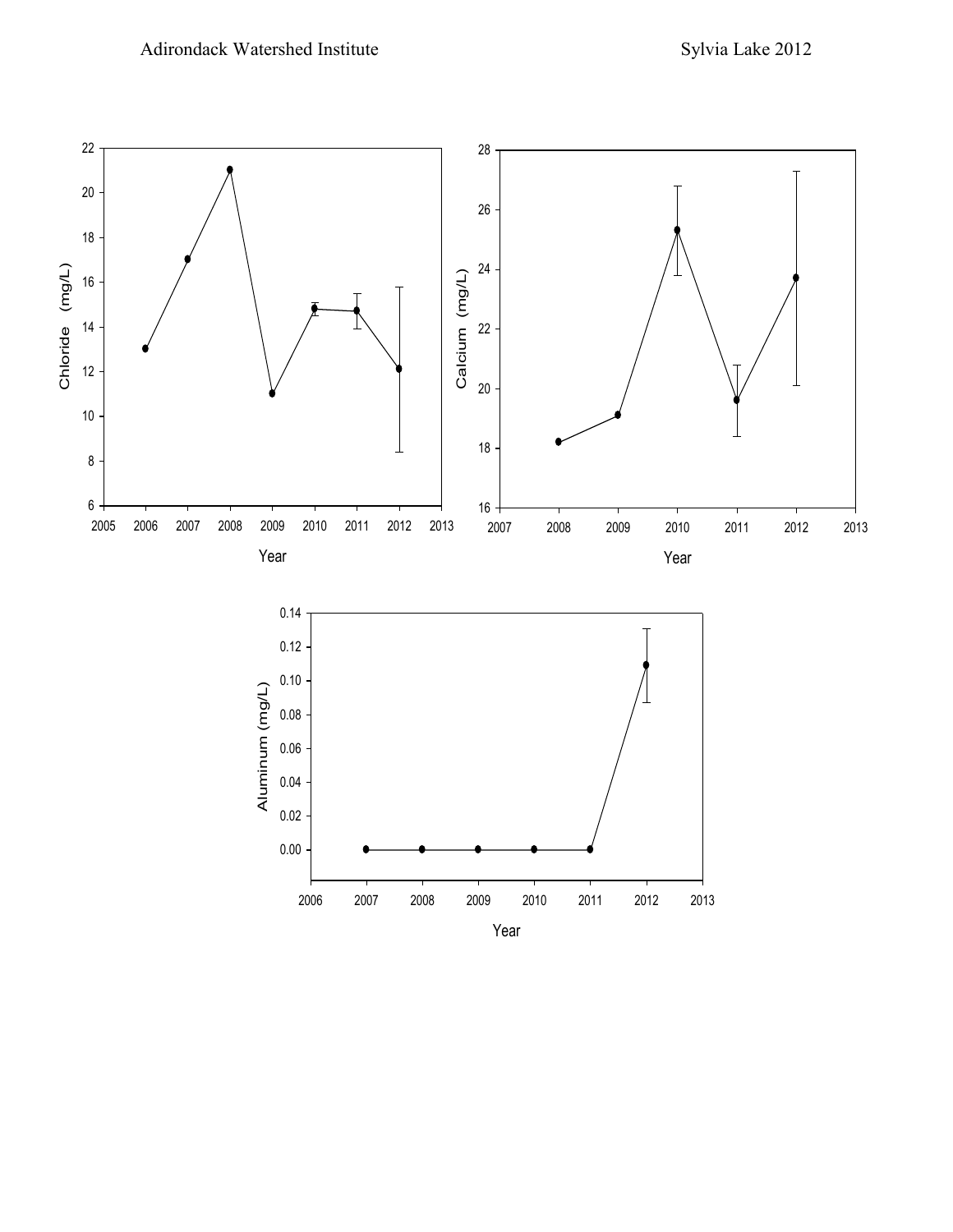22
20
18
16
14
12
10
8
6
Chloride (mg/L)
2005 2006 2007 2008 2009 2010 2011 2012 2013
Year

28
26
24
22
20
18
16
Calcium (mg/L)
2007 2008 2009 2010 2011 2012 2013
Year

0.14
0.12
0.10
0.08
0.06
0.04
0.02
0.00
Aluminum (mg/L)
2006 2007 2008 2009 2010 2011 2012 2013
Year